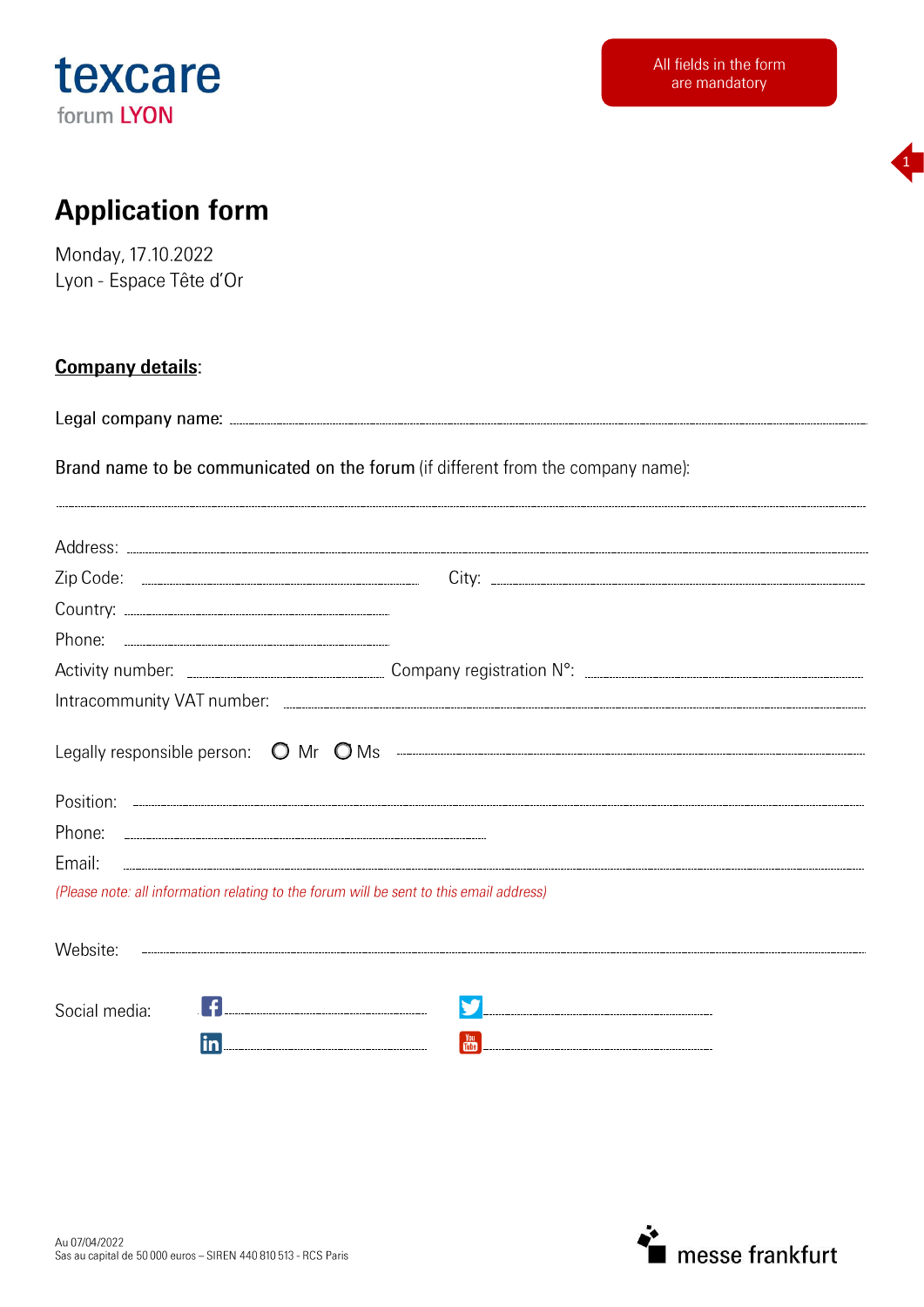texcare
forum LYON

All fields in the form are mandatory

# Application form

Monday, 17.10.2022
Lyon - Espace Tête d'Or

**Company details**:

Legal company name: ..........

Brand name to be communicated on the forum (if different from the company name):

..........

Address: ..........

Zip Code: .......... City: ..........

Country: ..........

Phone: ..........

Activity number: .......... Company registration N°: ..........

Intracommunity VAT number: ..........

Legally responsible person: ○ Mr ○ Ms ..........

Position: ..........

Phone: ..........

Email: ..........

*(Please note: all information relating to the forum will be sent to this email address)*

Website: ..........

Social media: Facebook .......... Twitter ..........
LinkedIn .......... YouTube ..........

Au 07/04/2022
Sas au capital de 50 000 euros – SIREN 440 810 513 - RCS Paris

messe frankfurt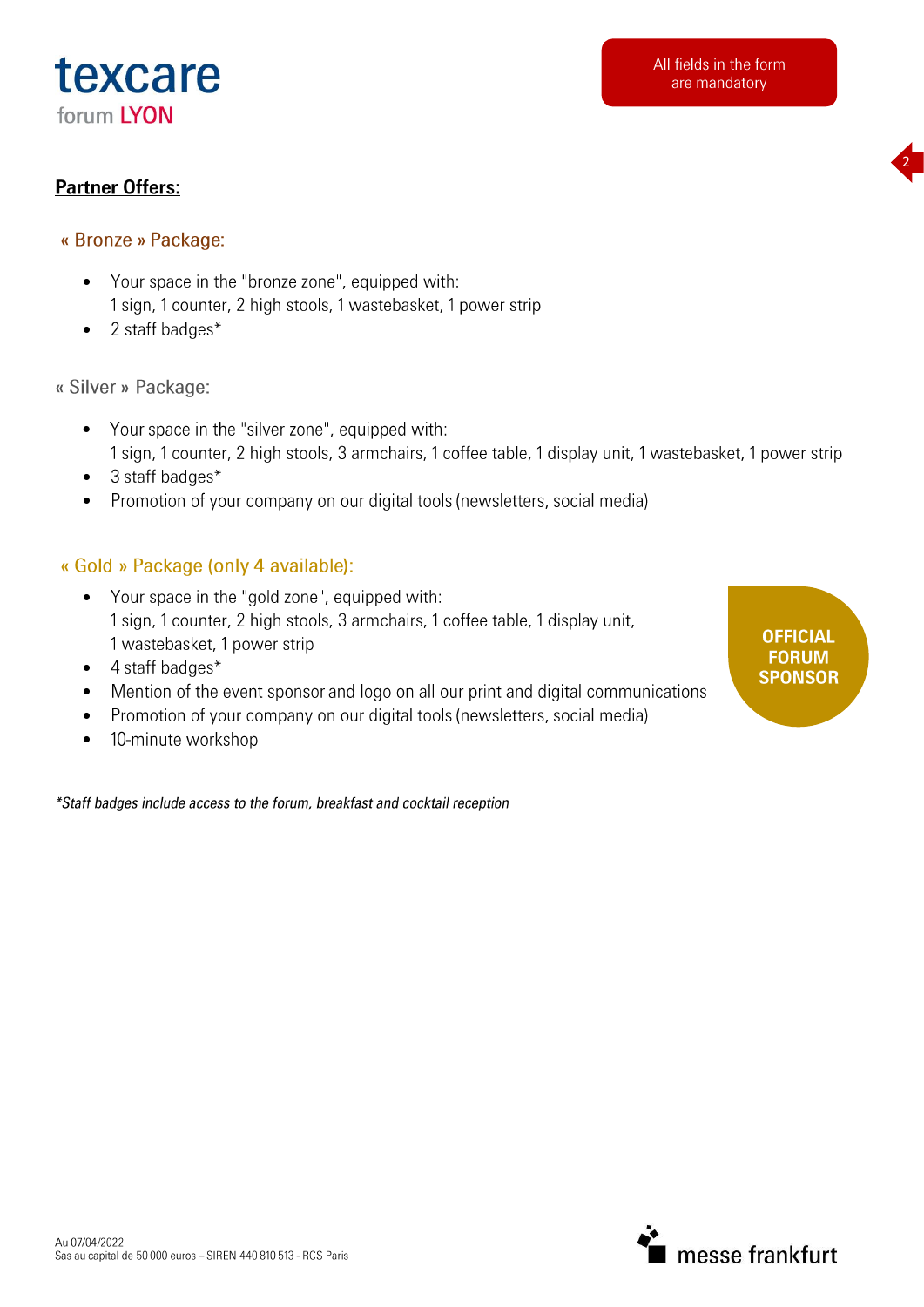texcare
forum LYON

All fields in the form are mandatory

## Partner Offers:

### « Bronze » Package:

- Your space in the "bronze zone", equipped with:
  1 sign, 1 counter, 2 high stools, 1 wastebasket, 1 power strip
- 2 staff badges*

### « Silver » Package:

- Your space in the "silver zone", equipped with:
  1 sign, 1 counter, 2 high stools, 3 armchairs, 1 coffee table, 1 display unit, 1 wastebasket, 1 power strip
- 3 staff badges*
- Promotion of your company on our digital tools (newsletters, social media)

### « Gold » Package (only 4 available):

OFFICIAL FORUM SPONSOR

- Your space in the "gold zone", equipped with:
  1 sign, 1 counter, 2 high stools, 3 armchairs, 1 coffee table, 1 display unit,
  1 wastebasket, 1 power strip
- 4 staff badges*
- Mention of the event sponsor and logo on all our print and digital communications
- Promotion of your company on our digital tools (newsletters, social media)
- 10-minute workshop

*\*Staff badges include access to the forum, breakfast and cocktail reception*

Au 07/04/2022
Sas au capital de 50 000 euros – SIREN 440 810 513 - RCS Paris

messe frankfurt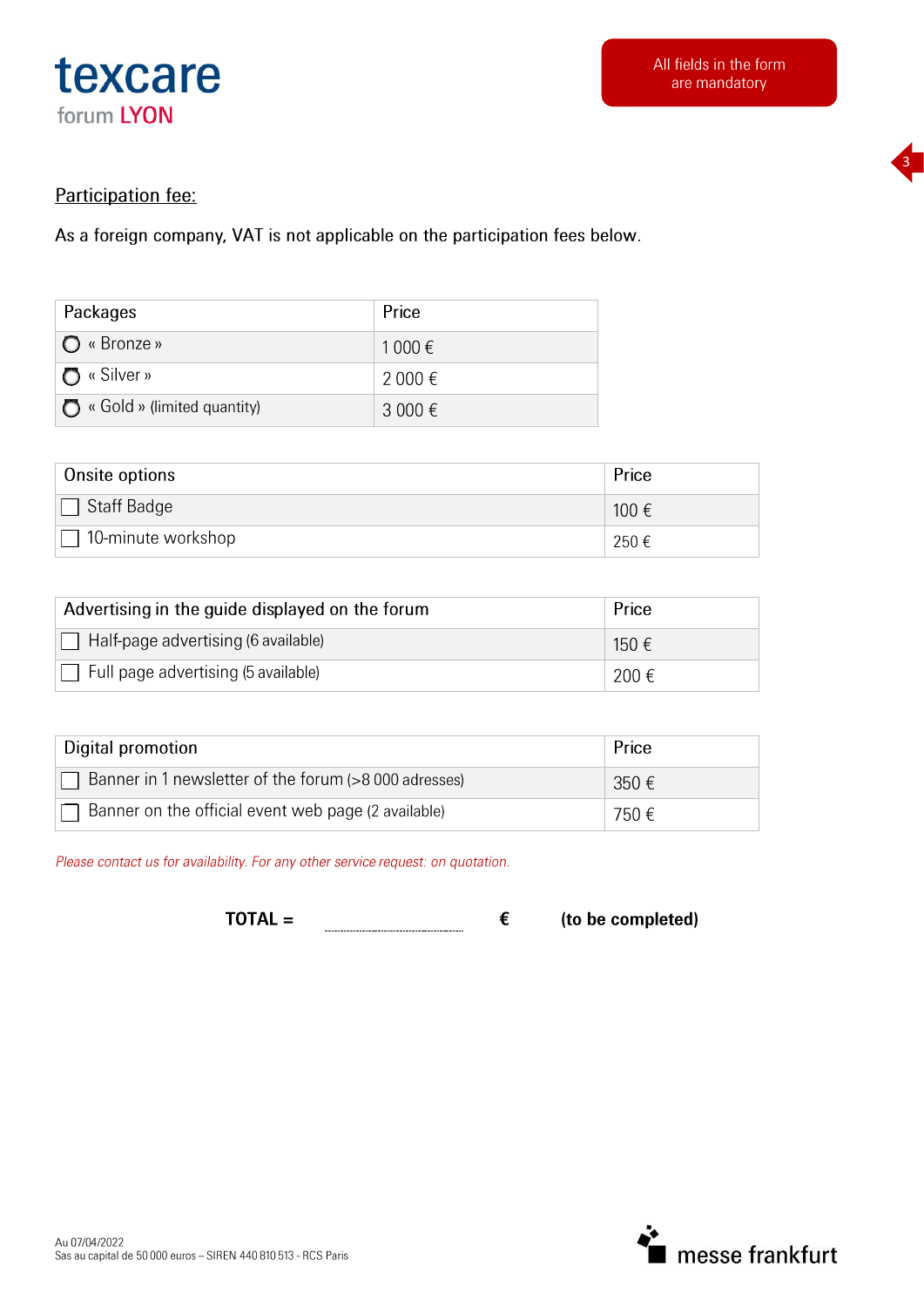texcare

forum LYON

All fields in the form are mandatory

**Participation fee:**

As a foreign company, VAT is not applicable on the participation fees below.

| Packages | Price |
|---|---|
| ○ « Bronze » | 1 000 € |
| ○ « Silver » | 2 000 € |
| ○ « Gold » (limited quantity) | 3 000 € |

| Onsite options | Price |
|---|---|
| ☐ Staff Badge | 100 € |
| ☐ 10-minute workshop | 250 € |

| Advertising in the guide displayed on the forum | Price |
|---|---|
| ☐ Half-page advertising (6 available) | 150 € |
| ☐ Full page advertising (5 available) | 200 € |

| Digital promotion | Price |
|---|---|
| ☐ Banner in 1 newsletter of the forum (>8 000 adresses) | 350 € |
| ☐ Banner on the official event web page (2 available) | 750 € |

*Please contact us for availability. For any other service request: on quotation.*

**TOTAL =** .............................. **€** **(to be completed)**

Au 07/04/2022
Sas au capital de 50 000 euros – SIREN 440 810 513 - RCS Paris

messe frankfurt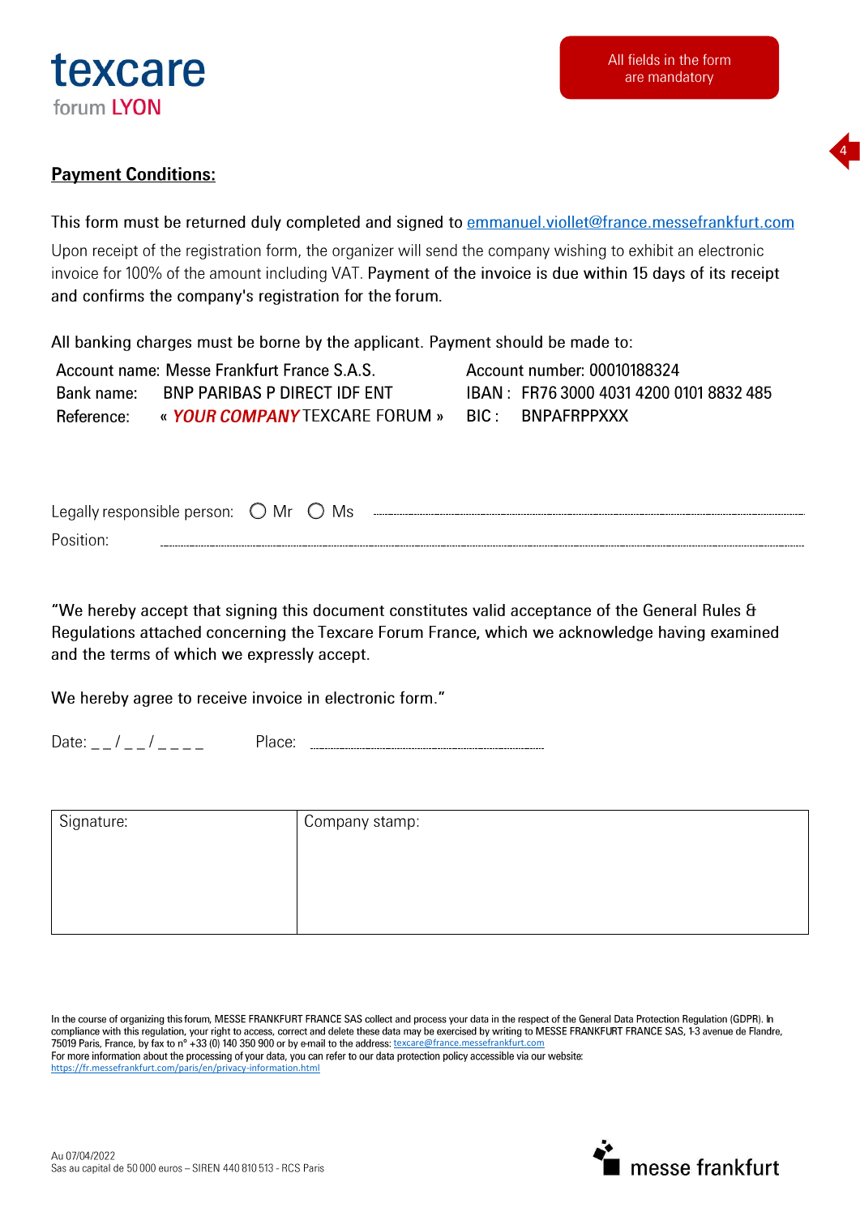texcare

forum LYON

All fields in the form are mandatory

## Payment Conditions:

This form must be returned duly completed and signed to emmanuel.viollet@france.messefrankfurt.com

Upon receipt of the registration form, the organizer will send the company wishing to exhibit an electronic invoice for 100% of the amount including VAT. Payment of the invoice is due within 15 days of its receipt and confirms the company's registration for the forum.

All banking charges must be borne by the applicant. Payment should be made to:

| | | | |
|---|---|---|---|
| Account name: | Messe Frankfurt France S.A.S. | Account number: | 00010188324 |
| Bank name: | BNP PARIBAS P DIRECT IDF ENT | IBAN : | FR76 3000 4031 4200 0101 8832 485 |
| Reference: | « ***YOUR COMPANY*** TEXCARE FORUM » | BIC : | BNPAFRPPXXX |

Legally responsible person: ◯ Mr ◯ Ms ..............................

Position: ..............................

"We hereby accept that signing this document constitutes valid acceptance of the General Rules & Regulations attached concerning the Texcare Forum France, which we acknowledge having examined and the terms of which we expressly accept.

We hereby agree to receive invoice in electronic form."

Date: _ _ / _ _ / _ _ _ _ Place: ..............................

| Signature: | Company stamp: |
|---|---|
| | |

In the course of organizing this forum, MESSE FRANKFURT FRANCE SAS collect and process your data in the respect of the General Data Protection Regulation (GDPR). In compliance with this regulation, your right to access, correct and delete these data may be exercised by writing to MESSE FRANKFURT FRANCE SAS, 1-3 avenue de Flandre, 75019 Paris, France, by fax to n° +33 (0) 140 350 900 or by e-mail to the address: texcare@france.messefrankfurt.com
For more information about the processing of your data, you can refer to our data protection policy accessible via our website:
https://fr.messefrankfurt.com/paris/en/privacy-information.html

Au 07/04/2022
Sas au capital de 50 000 euros – SIREN 440 810 513 - RCS Paris

messe frankfurt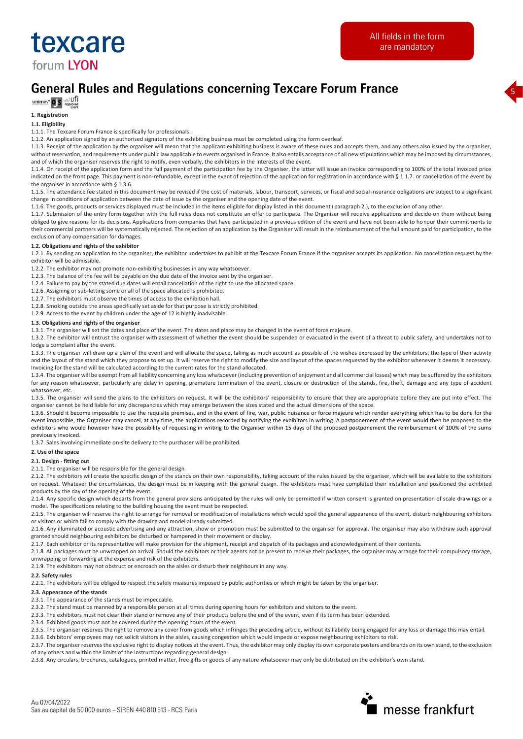texcare
forum LYON

All fields in the form are mandatory

# General Rules and Regulations concerning Texcare Forum France

### 1. Registration

**1.1. Eligibility**

1.1.1. The Texcare Forum France is specifically for professionals.

1.1.2. An application signed by an authorised signatory of the exhibiting business must be completed using the form overleaf.

1.1.3. Receipt of the application by the organiser will mean that the applicant exhibiting business is aware of these rules and accepts them, and any others also issued by the organiser, without reservation, and requirements under public law applicable to events organised in France. It also entails acceptance of all new stipulations which may be imposed by circumstances, and of which the organiser reserves the right to notify, even verbally, the exhibitors in the interests of the event.

1.1.4. On receipt of the application form and the full payment of the participation fee by the Organiser, the latter will issue an invoice corresponding to 100% of the total invoiced price indicated on the front page. This payment is non-refundable, except in the event of rejection of the application for registration in accordance with § 1.1.7. or cancellation of the event by the organiser in accordance with § 1.3.6.

1.1.5. The attendance fee stated in this document may be revised if the cost of materials, labour, transport, services, or fiscal and social insurance obligations are subject to a significant change in conditions of application between the date of issue by the organiser and the opening date of the event.

1.1.6. The goods, products or services displayed must be included in the items eligible for display listed in this document (paragraph 2.), to the exclusion of any other.

1.1.7. Submission of the entry form together with the full rules does not constitute an offer to participate. The Organiser will receive applications and decide on them without being obliged to give reasons for its decisions. Applications from companies that have participated in a previous edition of the event and have not been able to honour their commitments to their commercial partners will be systematically rejected. The rejection of an application by the Organiser will result in the reimbursement of the full amount paid for participation, to the exclusion of any compensation for damages.

**1.2. Obligations and rights of the exhibitor**

1.2.1. By sending an application to the organiser, the exhibitor undertakes to exhibit at the Texcare Forum France if the organiser accepts its application. No cancellation request by the exhibitor will be admissible.

1.2.2. The exhibitor may not promote non-exhibiting businesses in any way whatsoever.

1.2.3. The balance of the fee will be payable on the due date of the invoice sent by the organiser.

1.2.4. Failure to pay by the stated due dates will entail cancellation of the right to use the allocated space.

1.2.6. Assigning or sub-letting some or all of the space allocated is prohibited.

1.2.7. The exhibitors must observe the times of access to the exhibition hall.

1.2.8. Smoking outside the areas specifically set aside for that purpose is strictly prohibited.

1.2.9. Access to the event by children under the age of 12 is highly inadvisable.

**1.3. Obligations and rights of the organiser**

1.3.1. The organiser will set the dates and place of the event. The dates and place may be changed in the event of force majeure.

1.3.2. The exhibitor will entrust the organiser with assessment of whether the event should be suspended or evacuated in the event of a threat to public safety, and undertakes not to lodge a complaint after the event.

1.3.3. The organiser will draw up a plan of the event and will allocate the space, taking as much account as possible of the wishes expressed by the exhibitors, the type of their activity and the layout of the stand which they propose to set up. It will reserve the right to modify the size and layout of the spaces requested by the exhibitor whenever it deems it necessary. Invoicing for the stand will be calculated according to the current rates for the stand allocated.

1.3.4. The organiser will be exempt from all liability concerning any loss whatsoever (including prevention of enjoyment and all commercial losses) which may be suffered by the exhibitors for any reason whatsoever, particularly any delay in opening, premature termination of the event, closure or destruction of the stands, fire, theft, damage and any type of accident whatsoever, etc.

1.3.5. The organiser will send the plans to the exhibitors on request. It will be the exhibitors' responsibility to ensure that they are appropriate before they are put into effect. The organiser cannot be held liable for any discrepancies which may emerge between the sizes stated and the actual dimensions of the space.

1.3.6. Should it become impossible to use the requisite premises, and in the event of fire, war, public nuisance or force majeure which render everything which has to be done for the event impossible, the Organiser may cancel, at any time, the applications recorded by notifying the exhibitors in writing. A postponement of the event would then be proposed to the exhibitors who would however have the possibility of requesting in writing to the Organiser within 15 days of the proposed postponement the reimbursement of 100% of the sums previously invoiced.

1.3.7. Sales involving immediate on-site delivery to the purchaser will be prohibited.

### 2. Use of the space

**2.1. Design - fitting out**

2.1.1. The organiser will be responsible for the general design.

2.1.2. The exhibitors will create the specific design of the stands on their own responsibility, taking account of the rules issued by the organiser, which will be available to the exhibitors on request. Whatever the circumstances, the design must be in keeping with the general design. The exhibitors must have completed their installation and positioned the exhibited products by the day of the opening of the event.

2.1.4. Any specific design which departs from the general provisions anticipated by the rules will only be permitted if written consent is granted on presentation of scale drawings or a model. The specifications relating to the building housing the event must be respected.

2.1.5. The organiser will reserve the right to arrange for removal or modification of installations which would spoil the general appearance of the event, disturb neighbouring exhibitors or visitors or which fail to comply with the drawing and model already submitted.

2.1.6. Any illuminated or acoustic advertising and any attraction, show or promotion must be submitted to the organiser for approval. The organiser may also withdraw such approval granted should neighbouring exhibitors be disturbed or hampered in their movement or display.

2.1.7. Each exhibitor or its representative will make provision for the shipment, receipt and dispatch of its packages and acknowledgement of their contents.

2.1.8. All packages must be unwrapped on arrival. Should the exhibitors or their agents not be present to receive their packages, the organiser may arrange for their compulsory storage, unwrapping or forwarding at the expense and risk of the exhibitors.

2.1.9. The exhibitors may not obstruct or encroach on the aisles or disturb their neighbours in any way.

**2.2. Safety rules**

2.2.1. The exhibitors will be obliged to respect the safely measures imposed by public authorities or which might be taken by the organiser.

**2.3. Appearance of the stands**

2.3.1. The appearance of the stands must be impeccable.

2.3.2. The stand must be manned by a responsible person at all times during opening hours for exhibitors and visitors to the event.

2.3.3. The exhibitors must not clear their stand or remove any of their products before the end of the event, even if its term has been extended.

2.3.4. Exhibited goods must not be covered during the opening hours of the event.

2.3.5. The organiser reserves the right to remove any cover from goods which infringes the preceding article, without its liability being engaged for any loss or damage this may entail.

2.3.6. Exhibitors' employees may not solicit visitors in the aisles, causing congestion which would impede or expose neighbouring exhibitors to risk.

2.3.7. The organiser reserves the exclusive right to display notices at the event. Thus, the exhibitor may only display its own corporate posters and brands on its own stand, to the exclusion of any others and within the limits of the instructions regarding general design.

2.3.8. Any circulars, brochures, catalogues, printed matter, free gifts or goods of any nature whatsoever may only be distributed on the exhibitor's own stand.

Au 07/04/2022
Sas au capital de 50 000 euros – SIREN 440 810 513 - RCS Paris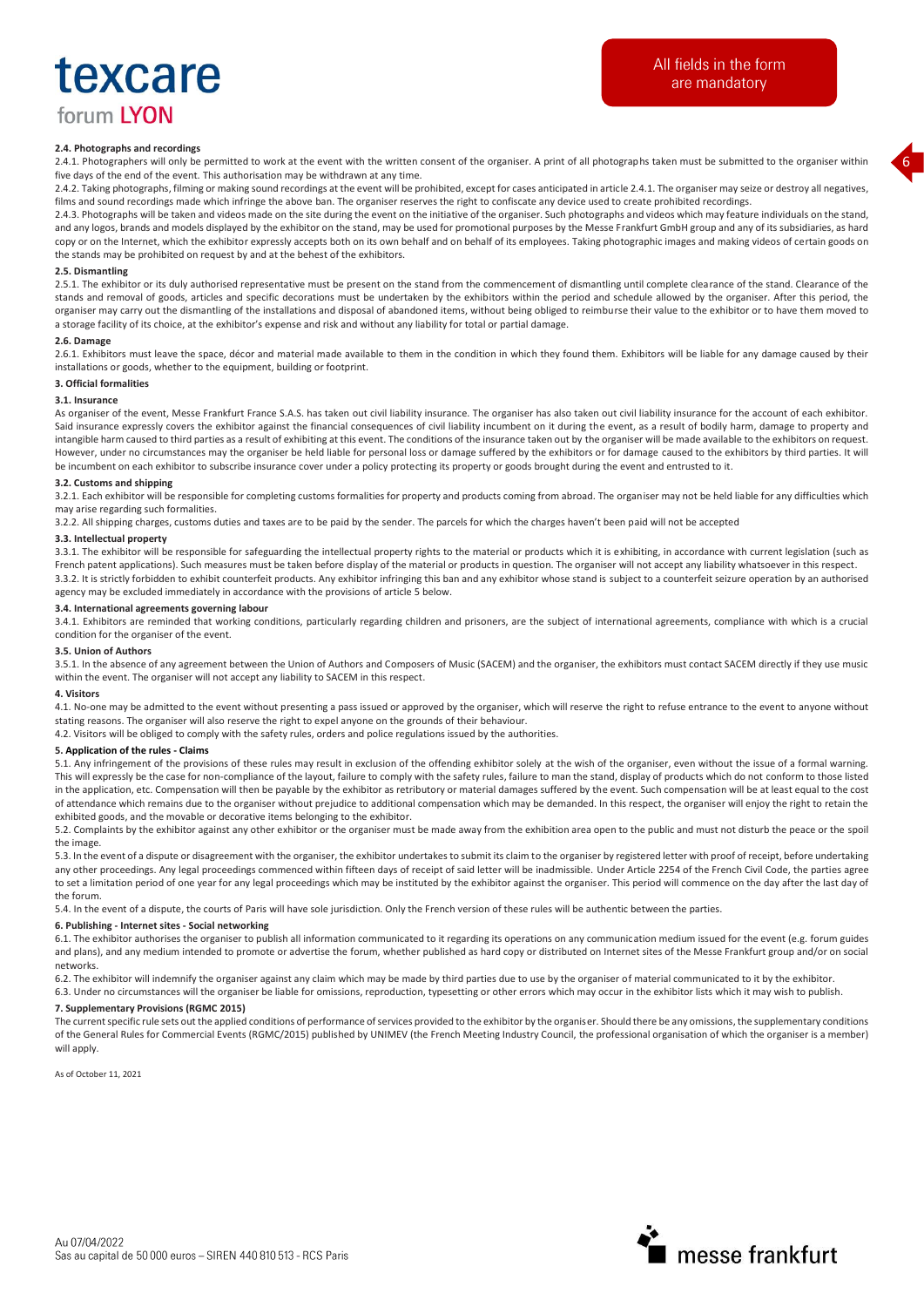All fields in the form are mandatory

#### 2.4. Photographs and recordings

2.4.1. Photographers will only be permitted to work at the event with the written consent of the organiser. A print of all photographs taken must be submitted to the organiser within five days of the end of the event. This authorisation may be withdrawn at any time.

2.4.2. Taking photographs, filming or making sound recordings at the event will be prohibited, except for cases anticipated in article 2.4.1. The organiser may seize or destroy all negatives, films and sound recordings made which infringe the above ban. The organiser reserves the right to confiscate any device used to create prohibited recordings.

2.4.3. Photographs will be taken and videos made on the site during the event on the initiative of the organiser. Such photographs and videos which may feature individuals on the stand, and any logos, brands and models displayed by the exhibitor on the stand, may be used for promotional purposes by the Messe Frankfurt GmbH group and any of its subsidiaries, as hard copy or on the Internet, which the exhibitor expressly accepts both on its own behalf and on behalf of its employees. Taking photographic images and making videos of certain goods on the stands may be prohibited on request by and at the behest of the exhibitors.

#### 2.5. Dismantling

2.5.1. The exhibitor or its duly authorised representative must be present on the stand from the commencement of dismantling until complete clearance of the stand. Clearance of the stands and removal of goods, articles and specific decorations must be undertaken by the exhibitors within the period and schedule allowed by the organiser. After this period, the organiser may carry out the dismantling of the installations and disposal of abandoned items, without being obliged to reimburse their value to the exhibitor or to have them moved to a storage facility of its choice, at the exhibitor's expense and risk and without any liability for total or partial damage.

#### 2.6. Damage

2.6.1. Exhibitors must leave the space, décor and material made available to them in the condition in which they found them. Exhibitors will be liable for any damage caused by their installations or goods, whether to the equipment, building or footprint.

### 3. Official formalities

#### 3.1. Insurance

As organiser of the event, Messe Frankfurt France S.A.S. has taken out civil liability insurance. The organiser has also taken out civil liability insurance for the account of each exhibitor. Said insurance expressly covers the exhibitor against the financial consequences of civil liability incumbent on it during the event, as a result of bodily harm, damage to property and intangible harm caused to third parties as a result of exhibiting at this event. The conditions of the insurance taken out by the organiser will be made available to the exhibitors on request. However, under no circumstances may the organiser be held liable for personal loss or damage suffered by the exhibitors or for damage caused to the exhibitors by third parties. It will be incumbent on each exhibitor to subscribe insurance cover under a policy protecting its property or goods brought during the event and entrusted to it.

#### 3.2. Customs and shipping

3.2.1. Each exhibitor will be responsible for completing customs formalities for property and products coming from abroad. The organiser may not be held liable for any difficulties which may arise regarding such formalities.

3.2.2. All shipping charges, customs duties and taxes are to be paid by the sender. The parcels for which the charges haven't been paid will not be accepted

#### 3.3. Intellectual property

3.3.1. The exhibitor will be responsible for safeguarding the intellectual property rights to the material or products which it is exhibiting, in accordance with current legislation (such as French patent applications). Such measures must be taken before display of the material or products in question. The organiser will not accept any liability whatsoever in this respect.

3.3.2. It is strictly forbidden to exhibit counterfeit products. Any exhibitor infringing this ban and any exhibitor whose stand is subject to a counterfeit seizure operation by an authorised agency may be excluded immediately in accordance with the provisions of article 5 below.

#### 3.4. International agreements governing labour

3.4.1. Exhibitors are reminded that working conditions, particularly regarding children and prisoners, are the subject of international agreements, compliance with which is a crucial condition for the organiser of the event.

#### 3.5. Union of Authors

3.5.1. In the absence of any agreement between the Union of Authors and Composers of Music (SACEM) and the organiser, the exhibitors must contact SACEM directly if they use music within the event. The organiser will not accept any liability to SACEM in this respect.

### 4. Visitors

4.1. No-one may be admitted to the event without presenting a pass issued or approved by the organiser, which will reserve the right to refuse entrance to the event to anyone without stating reasons. The organiser will also reserve the right to expel anyone on the grounds of their behaviour.

4.2. Visitors will be obliged to comply with the safety rules, orders and police regulations issued by the authorities.

### 5. Application of the rules - Claims

5.1. Any infringement of the provisions of these rules may result in exclusion of the offending exhibitor solely at the wish of the organiser, even without the issue of a formal warning. This will expressly be the case for non-compliance of the layout, failure to comply with the safety rules, failure to man the stand, display of products which do not conform to those listed in the application, etc. Compensation will then be payable by the exhibitor as retributory or material damages suffered by the event. Such compensation will be at least equal to the cost of attendance which remains due to the organiser without prejudice to additional compensation which may be demanded. In this respect, the organiser will enjoy the right to retain the exhibited goods, and the movable or decorative items belonging to the exhibitor.

5.2. Complaints by the exhibitor against any other exhibitor or the organiser must be made away from the exhibition area open to the public and must not disturb the peace or the spoil the image.

5.3. In the event of a dispute or disagreement with the organiser, the exhibitor undertakes to submit its claim to the organiser by registered letter with proof of receipt, before undertaking any other proceedings. Any legal proceedings commenced within fifteen days of receipt of said letter will be inadmissible. Under Article 2254 of the French Civil Code, the parties agree to set a limitation period of one year for any legal proceedings which may be instituted by the exhibitor against the organiser. This period will commence on the day after the last day of the forum.

5.4. In the event of a dispute, the courts of Paris will have sole jurisdiction. Only the French version of these rules will be authentic between the parties.

### 6. Publishing - Internet sites - Social networking

6.1. The exhibitor authorises the organiser to publish all information communicated to it regarding its operations on any communication medium issued for the event (e.g. forum guides and plans), and any medium intended to promote or advertise the forum, whether published as hard copy or distributed on Internet sites of the Messe Frankfurt group and/or on social networks.

6.2. The exhibitor will indemnify the organiser against any claim which may be made by third parties due to use by the organiser of material communicated to it by the exhibitor.

6.3. Under no circumstances will the organiser be liable for omissions, reproduction, typesetting or other errors which may occur in the exhibitor lists which it may wish to publish.

### 7. Supplementary Provisions (RGMC 2015)

The current specific rule sets out the applied conditions of performance of services provided to the exhibitor by the organiser. Should there be any omissions, the supplementary conditions of the General Rules for Commercial Events (RGMC/2015) published by UNIMEV (the French Meeting Industry Council, the professional organisation of which the organiser is a member) will apply.

As of October 11, 2021

Au 07/04/2022
Sas au capital de 50 000 euros – SIREN 440 810 513 - RCS Paris